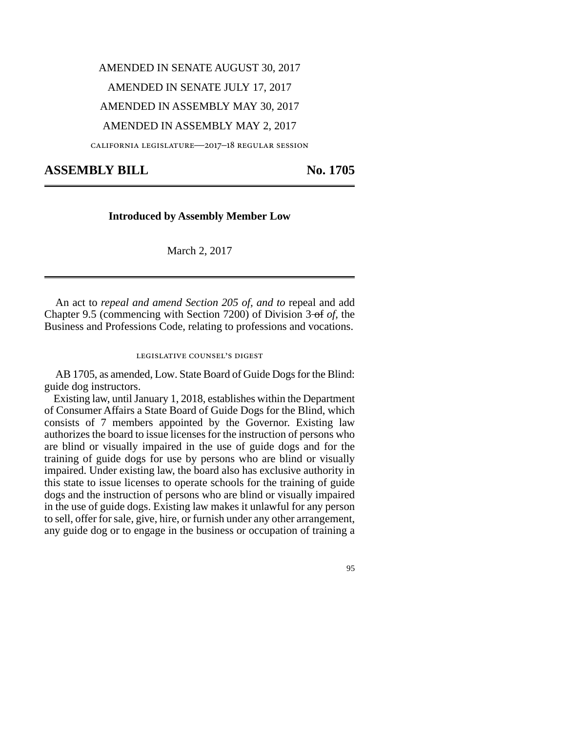AMENDED IN SENATE AUGUST 30, 2017

AMENDED IN SENATE JULY 17, 2017

AMENDED IN ASSEMBLY MAY 30, 2017

AMENDED IN ASSEMBLY MAY 2, 2017

CALIFORNIA LEGISLATURE—2017–18 REGULAR SESSION

# ASSEMBLY BILL No. 1705

**Introduced by Assembly Member Low**

March 2, 2017

An act to *repeal and amend Section 205 of, and to* repeal and add Chapter 9.5 (commencing with Section 7200) of Division 3 ~~of~~ *of,* the Business and Professions Code, relating to professions and vocations.

LEGISLATIVE COUNSEL'S DIGEST

AB 1705, as amended, Low. State Board of Guide Dogs for the Blind: guide dog instructors.

Existing law, until January 1, 2018, establishes within the Department of Consumer Affairs a State Board of Guide Dogs for the Blind, which consists of 7 members appointed by the Governor. Existing law authorizes the board to issue licenses for the instruction of persons who are blind or visually impaired in the use of guide dogs and for the training of guide dogs for use by persons who are blind or visually impaired. Under existing law, the board also has exclusive authority in this state to issue licenses to operate schools for the training of guide dogs and the instruction of persons who are blind or visually impaired in the use of guide dogs. Existing law makes it unlawful for any person to sell, offer for sale, give, hire, or furnish under any other arrangement, any guide dog or to engage in the business or occupation of training a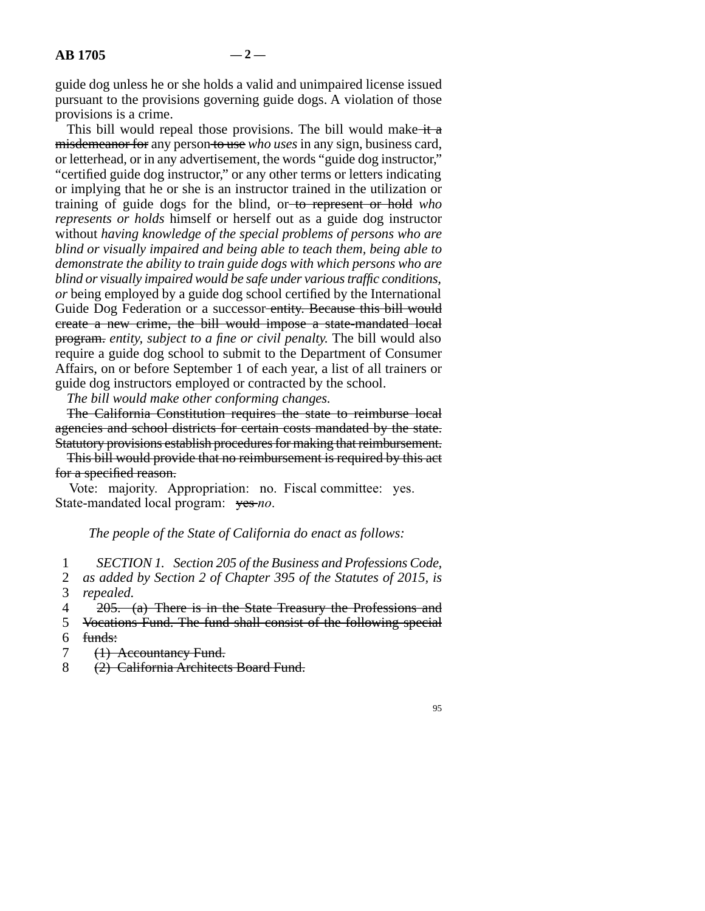guide dog unless he or she holds a valid and unimpaired license issued pursuant to the provisions governing guide dogs. A violation of those provisions is a crime.

This bill would repeal those provisions. The bill would make ~~it a misdemeanor for~~ any person ~~to use~~ *who uses* in any sign, business card, or letterhead, or in any advertisement, the words "guide dog instructor," "certified guide dog instructor," or any other terms or letters indicating or implying that he or she is an instructor trained in the utilization or training of guide dogs for the blind, or ~~to represent or hold~~ *who represents or holds* himself or herself out as a guide dog instructor without *having knowledge of the special problems of persons who are blind or visually impaired and being able to teach them, being able to demonstrate the ability to train guide dogs with which persons who are blind or visually impaired would be safe under various traffic conditions, or* being employed by a guide dog school certified by the International Guide Dog Federation or a successor ~~entity. Because this bill would create a new crime, the bill would impose a state-mandated local program.~~ *entity, subject to a fine or civil penalty.* The bill would also require a guide dog school to submit to the Department of Consumer Affairs, on or before September 1 of each year, a list of all trainers or guide dog instructors employed or contracted by the school.

*The bill would make other conforming changes.*

~~The California Constitution requires the state to reimburse local agencies and school districts for certain costs mandated by the state. Statutory provisions establish procedures for making that reimbursement.~~

~~This bill would provide that no reimbursement is required by this act for a specified reason.~~

Vote: majority. Appropriation: no. Fiscal committee: yes. State-mandated local program: ~~yes~~ *no*.

*The people of the State of California do enact as follows:*

1 *SECTION 1. Section 205 of the Business and Professions Code,*
2 *as added by Section 2 of Chapter 395 of the Statutes of 2015, is*
3 *repealed.*
4 ~~205. (a) There is in the State Treasury the Professions and~~
5 ~~Vocations Fund. The fund shall consist of the following special~~
6 ~~funds:~~
7 ~~(1) Accountancy Fund.~~
8 ~~(2) California Architects Board Fund.~~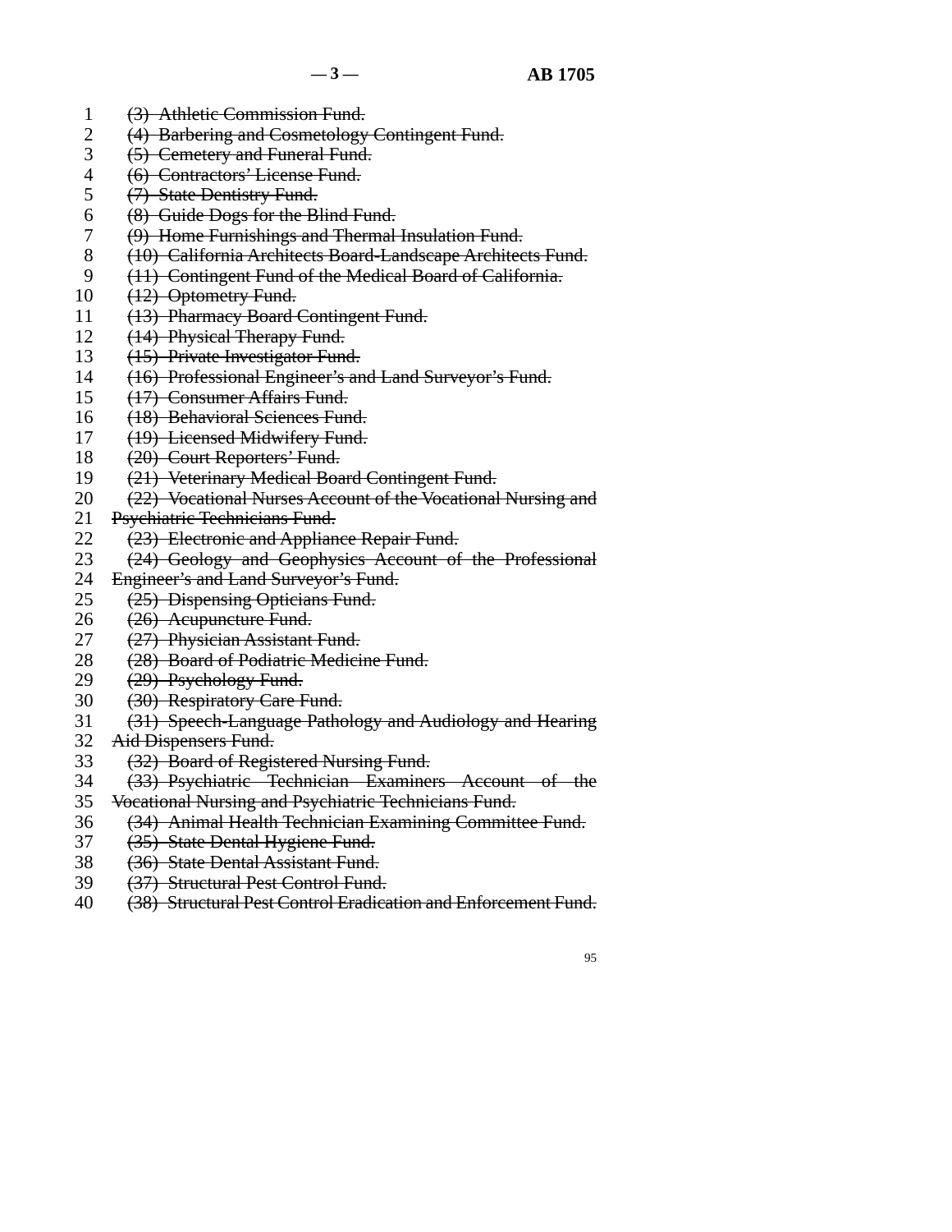~~(3) Athletic Commission Fund.~~

~~(4) Barbering and Cosmetology Contingent Fund.~~

~~(5) Cemetery and Funeral Fund.~~

~~(6) Contractors' License Fund.~~

~~(7) State Dentistry Fund.~~

~~(8) Guide Dogs for the Blind Fund.~~

~~(9) Home Furnishings and Thermal Insulation Fund.~~

~~(10) California Architects Board-Landscape Architects Fund.~~

~~(11) Contingent Fund of the Medical Board of California.~~

~~(12) Optometry Fund.~~

~~(13) Pharmacy Board Contingent Fund.~~

~~(14) Physical Therapy Fund.~~

~~(15) Private Investigator Fund.~~

~~(16) Professional Engineer's and Land Surveyor's Fund.~~

~~(17) Consumer Affairs Fund.~~

~~(18) Behavioral Sciences Fund.~~

~~(19) Licensed Midwifery Fund.~~

~~(20) Court Reporters' Fund.~~

~~(21) Veterinary Medical Board Contingent Fund.~~

~~(22) Vocational Nurses Account of the Vocational Nursing and Psychiatric Technicians Fund.~~

~~(23) Electronic and Appliance Repair Fund.~~

~~(24) Geology and Geophysics Account of the Professional Engineer's and Land Surveyor's Fund.~~

~~(25) Dispensing Opticians Fund.~~

~~(26) Acupuncture Fund.~~

~~(27) Physician Assistant Fund.~~

~~(28) Board of Podiatric Medicine Fund.~~

~~(29) Psychology Fund.~~

~~(30) Respiratory Care Fund.~~

~~(31) Speech-Language Pathology and Audiology and Hearing Aid Dispensers Fund.~~

~~(32) Board of Registered Nursing Fund.~~

~~(33) Psychiatric Technician Examiners Account of the Vocational Nursing and Psychiatric Technicians Fund.~~

~~(34) Animal Health Technician Examining Committee Fund.~~

~~(35) State Dental Hygiene Fund.~~

~~(36) State Dental Assistant Fund.~~

~~(37) Structural Pest Control Fund.~~

~~(38) Structural Pest Control Eradication and Enforcement Fund.~~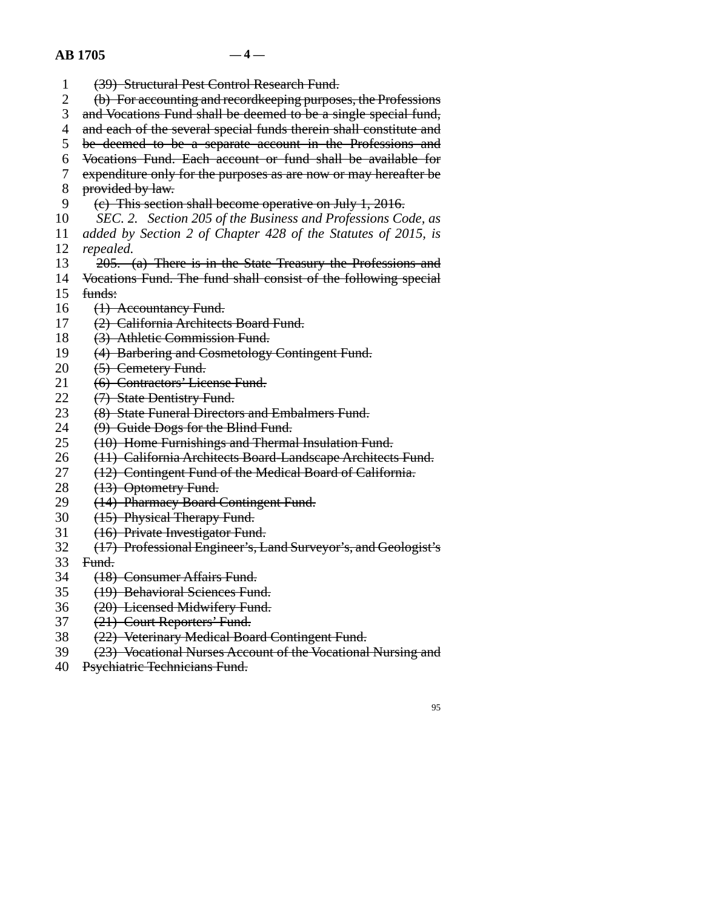~~(39) Structural Pest Control Research Fund.~~

~~(b) For accounting and recordkeeping purposes, the Professions and Vocations Fund shall be deemed to be a single special fund, and each of the several special funds therein shall constitute and be deemed to be a separate account in the Professions and Vocations Fund. Each account or fund shall be available for expenditure only for the purposes as are now or may hereafter be provided by law.~~

~~(c) This section shall become operative on July 1, 2016.~~

*SEC. 2. Section 205 of the Business and Professions Code, as added by Section 2 of Chapter 428 of the Statutes of 2015, is repealed.*

~~205. (a) There is in the State Treasury the Professions and Vocations Fund. The fund shall consist of the following special funds:~~

~~(1) Accountancy Fund.~~

~~(2) California Architects Board Fund.~~

~~(3) Athletic Commission Fund.~~

~~(4) Barbering and Cosmetology Contingent Fund.~~

~~(5) Cemetery Fund.~~

~~(6) Contractors' License Fund.~~

~~(7) State Dentistry Fund.~~

~~(8) State Funeral Directors and Embalmers Fund.~~

~~(9) Guide Dogs for the Blind Fund.~~

~~(10) Home Furnishings and Thermal Insulation Fund.~~

~~(11) California Architects Board-Landscape Architects Fund.~~

~~(12) Contingent Fund of the Medical Board of California.~~

~~(13) Optometry Fund.~~

~~(14) Pharmacy Board Contingent Fund.~~

~~(15) Physical Therapy Fund.~~

~~(16) Private Investigator Fund.~~

~~(17) Professional Engineer's, Land Surveyor's, and Geologist's Fund.~~

~~(18) Consumer Affairs Fund.~~

~~(19) Behavioral Sciences Fund.~~

~~(20) Licensed Midwifery Fund.~~

~~(21) Court Reporters' Fund.~~

~~(22) Veterinary Medical Board Contingent Fund.~~

~~(23) Vocational Nurses Account of the Vocational Nursing and Psychiatric Technicians Fund.~~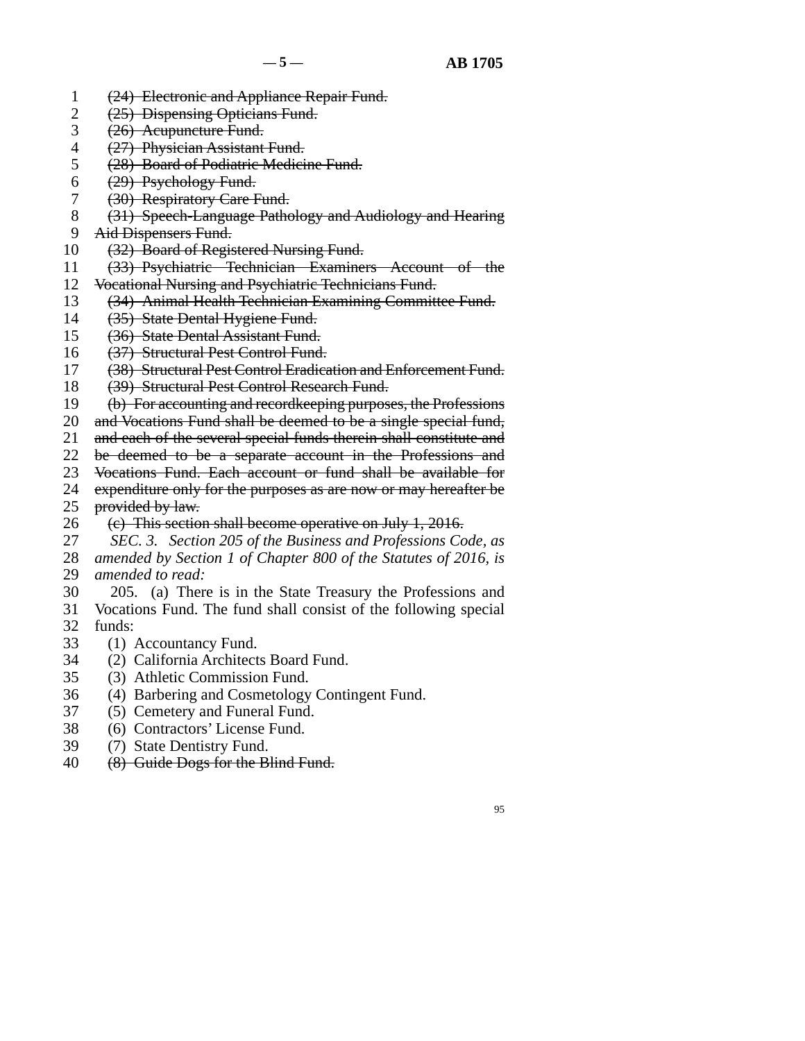~~(24) Electronic and Appliance Repair Fund.~~
~~(25) Dispensing Opticians Fund.~~
~~(26) Acupuncture Fund.~~
~~(27) Physician Assistant Fund.~~
~~(28) Board of Podiatric Medicine Fund.~~
~~(29) Psychology Fund.~~
~~(30) Respiratory Care Fund.~~
~~(31) Speech-Language Pathology and Audiology and Hearing Aid Dispensers Fund.~~
~~(32) Board of Registered Nursing Fund.~~
~~(33) Psychiatric Technician Examiners Account of the Vocational Nursing and Psychiatric Technicians Fund.~~
~~(34) Animal Health Technician Examining Committee Fund.~~
~~(35) State Dental Hygiene Fund.~~
~~(36) State Dental Assistant Fund.~~
~~(37) Structural Pest Control Fund.~~
~~(38) Structural Pest Control Eradication and Enforcement Fund.~~
~~(39) Structural Pest Control Research Fund.~~

~~(b) For accounting and recordkeeping purposes, the Professions and Vocations Fund shall be deemed to be a single special fund, and each of the several special funds therein shall constitute and be deemed to be a separate account in the Professions and Vocations Fund. Each account or fund shall be available for expenditure only for the purposes as are now or may hereafter be provided by law.~~

~~(c) This section shall become operative on July 1, 2016.~~

*SEC. 3. Section 205 of the Business and Professions Code, as amended by Section 1 of Chapter 800 of the Statutes of 2016, is amended to read:*

205. (a) There is in the State Treasury the Professions and Vocations Fund. The fund shall consist of the following special funds:

(1) Accountancy Fund.
(2) California Architects Board Fund.
(3) Athletic Commission Fund.
(4) Barbering and Cosmetology Contingent Fund.
(5) Cemetery and Funeral Fund.
(6) Contractors' License Fund.
(7) State Dentistry Fund.
~~(8) Guide Dogs for the Blind Fund.~~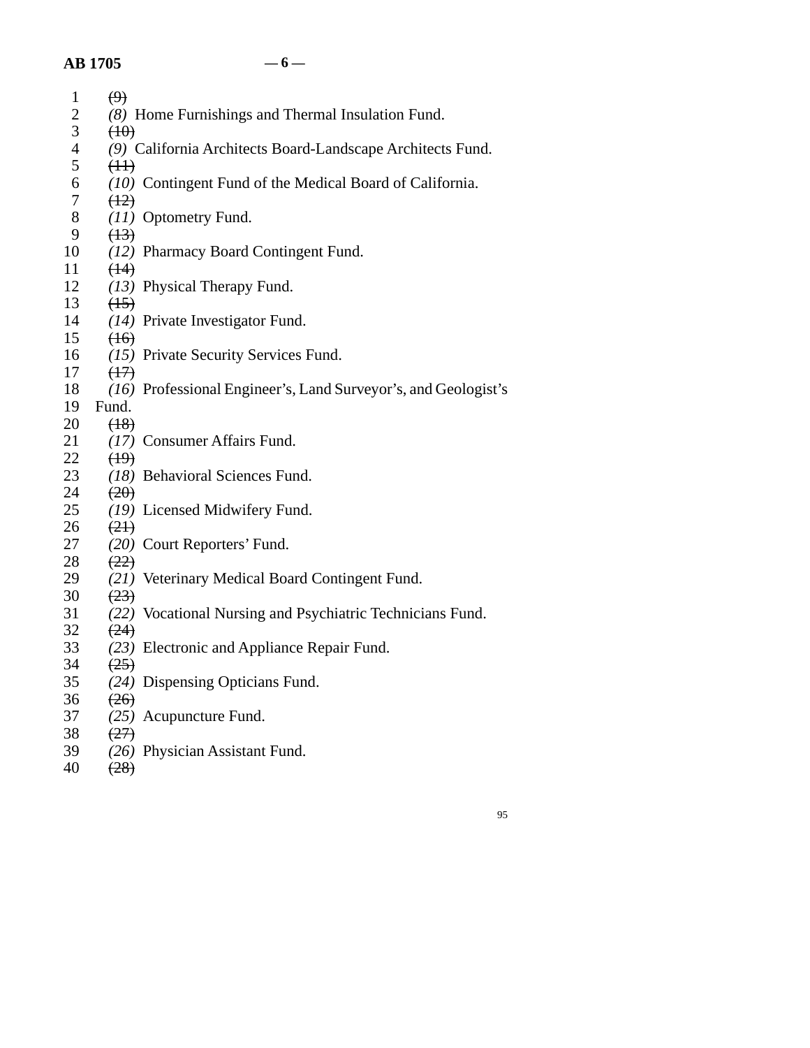~~(9)~~

*(8)* Home Furnishings and Thermal Insulation Fund.

~~(10)~~

*(9)* California Architects Board-Landscape Architects Fund.

~~(11)~~

*(10)* Contingent Fund of the Medical Board of California.

~~(12)~~

*(11)* Optometry Fund.

~~(13)~~

*(12)* Pharmacy Board Contingent Fund.

~~(14)~~

*(13)* Physical Therapy Fund.

~~(15)~~

*(14)* Private Investigator Fund.

~~(16)~~

*(15)* Private Security Services Fund.

~~(17)~~

*(16)* Professional Engineer's, Land Surveyor's, and Geologist's Fund.

~~(18)~~

*(17)* Consumer Affairs Fund.

~~(19)~~

*(18)* Behavioral Sciences Fund.

~~(20)~~

*(19)* Licensed Midwifery Fund.

~~(21)~~

*(20)* Court Reporters' Fund.

~~(22)~~

*(21)* Veterinary Medical Board Contingent Fund.

~~(23)~~

*(22)* Vocational Nursing and Psychiatric Technicians Fund.

~~(24)~~

*(23)* Electronic and Appliance Repair Fund.

~~(25)~~

*(24)* Dispensing Opticians Fund.

~~(26)~~

*(25)* Acupuncture Fund.

~~(27)~~

*(26)* Physician Assistant Fund.

~~(28)~~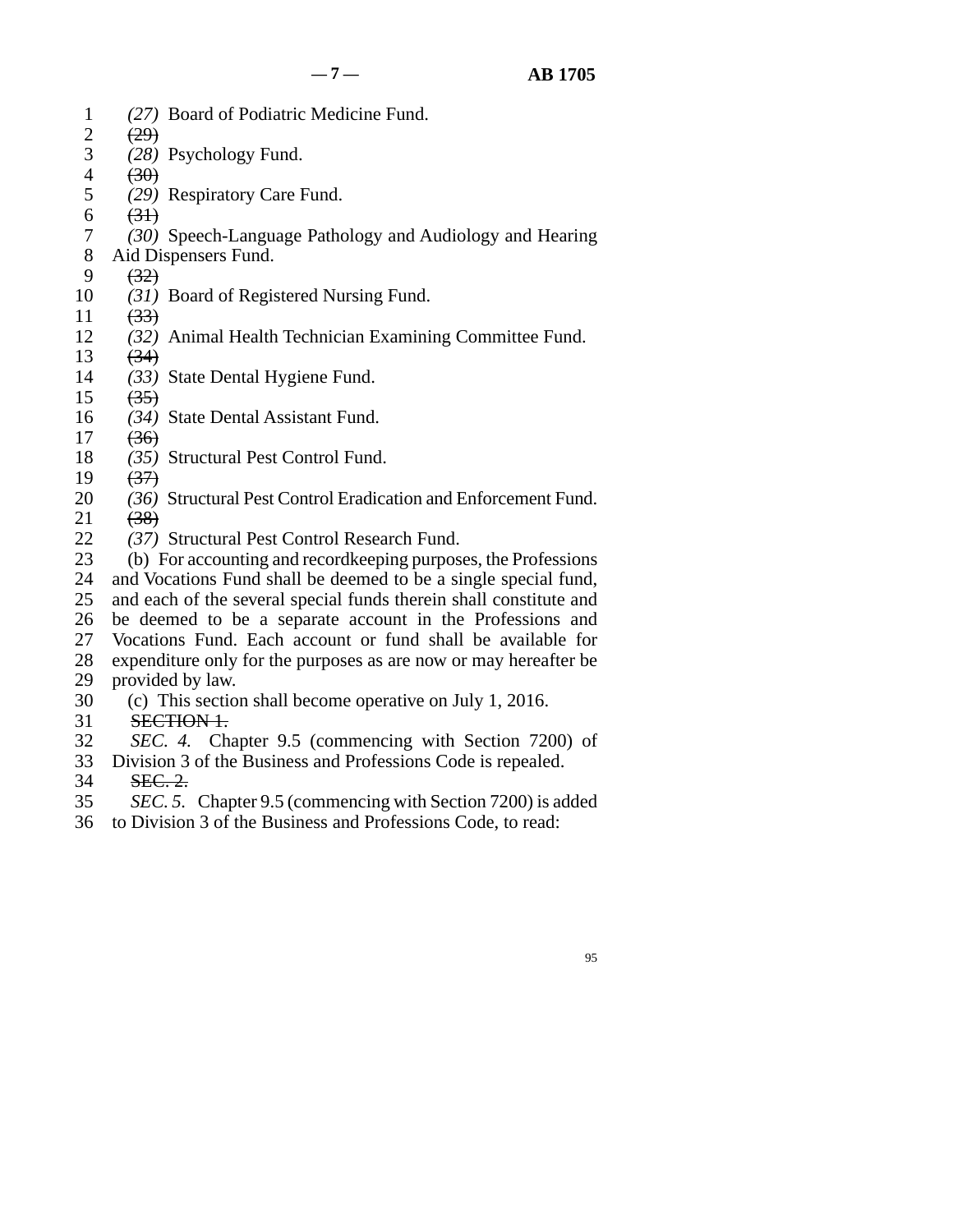*(27)* Board of Podiatric Medicine Fund.

~~(29)~~

*(28)* Psychology Fund.

~~(30)~~

*(29)* Respiratory Care Fund.

~~(31)~~

*(30)* Speech-Language Pathology and Audiology and Hearing Aid Dispensers Fund.

~~(32)~~

*(31)* Board of Registered Nursing Fund.

~~(33)~~

*(32)* Animal Health Technician Examining Committee Fund.

~~(34)~~

*(33)* State Dental Hygiene Fund.

~~(35)~~

*(34)* State Dental Assistant Fund.

~~(36)~~

*(35)* Structural Pest Control Fund.

~~(37)~~

*(36)* Structural Pest Control Eradication and Enforcement Fund.

~~(38)~~

*(37)* Structural Pest Control Research Fund.

(b) For accounting and recordkeeping purposes, the Professions and Vocations Fund shall be deemed to be a single special fund, and each of the several special funds therein shall constitute and be deemed to be a separate account in the Professions and Vocations Fund. Each account or fund shall be available for expenditure only for the purposes as are now or may hereafter be provided by law.

(c) This section shall become operative on July 1, 2016.

~~SECTION 1.~~

*SEC. 4.* Chapter 9.5 (commencing with Section 7200) of Division 3 of the Business and Professions Code is repealed.

~~SEC. 2.~~

*SEC. 5.* Chapter 9.5 (commencing with Section 7200) is added to Division 3 of the Business and Professions Code, to read: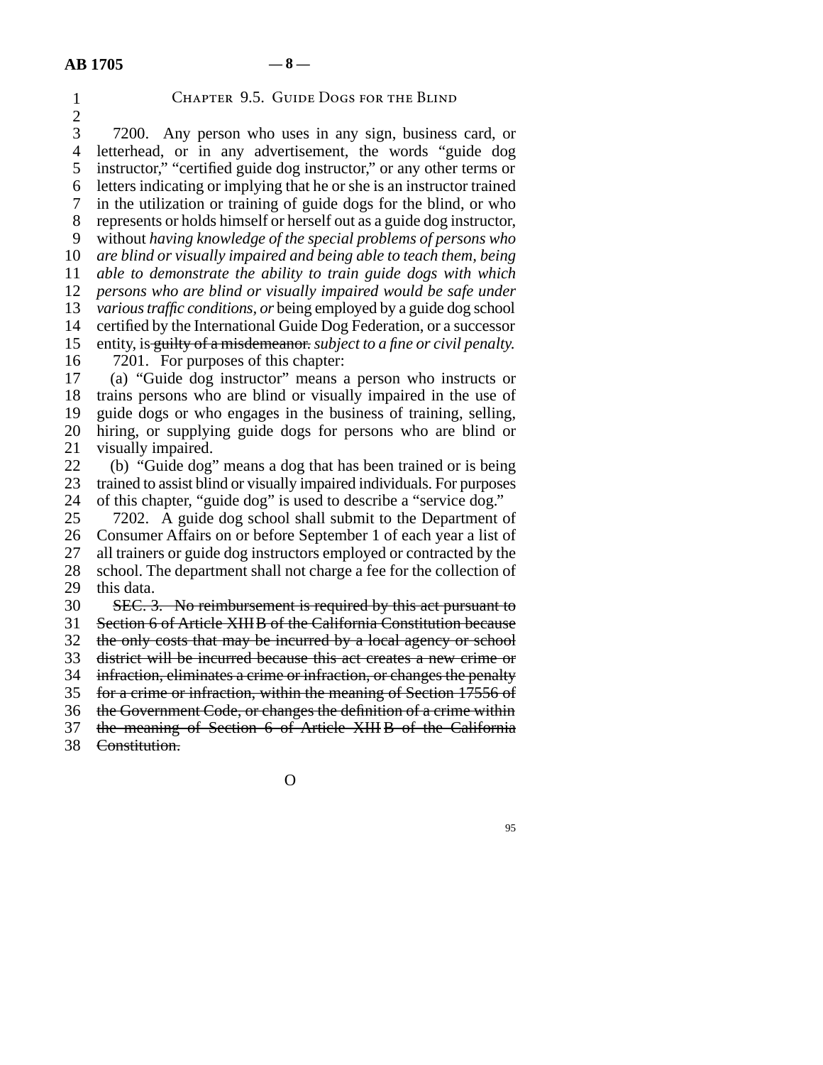## Chapter 9.5. Guide Dogs for the Blind

7200. Any person who uses in any sign, business card, or letterhead, or in any advertisement, the words "guide dog instructor," "certified guide dog instructor," or any other terms or letters indicating or implying that he or she is an instructor trained in the utilization or training of guide dogs for the blind, or who represents or holds himself or herself out as a guide dog instructor, without *having knowledge of the special problems of persons who are blind or visually impaired and being able to teach them, being able to demonstrate the ability to train guide dogs with which persons who are blind or visually impaired would be safe under various traffic conditions, or* being employed by a guide dog school certified by the International Guide Dog Federation, or a successor entity, is ~~guilty of a misdemeanor.~~ *subject to a fine or civil penalty.*

7201. For purposes of this chapter:

(a) "Guide dog instructor" means a person who instructs or trains persons who are blind or visually impaired in the use of guide dogs or who engages in the business of training, selling, hiring, or supplying guide dogs for persons who are blind or visually impaired.

(b) "Guide dog" means a dog that has been trained or is being trained to assist blind or visually impaired individuals. For purposes of this chapter, "guide dog" is used to describe a "service dog."

7202. A guide dog school shall submit to the Department of Consumer Affairs on or before September 1 of each year a list of all trainers or guide dog instructors employed or contracted by the school. The department shall not charge a fee for the collection of this data.

~~SEC. 3. No reimbursement is required by this act pursuant to Section 6 of Article XIII B of the California Constitution because the only costs that may be incurred by a local agency or school district will be incurred because this act creates a new crime or infraction, eliminates a crime or infraction, or changes the penalty for a crime or infraction, within the meaning of Section 17556 of the Government Code, or changes the definition of a crime within the meaning of Section 6 of Article XIII B of the California Constitution.~~

O